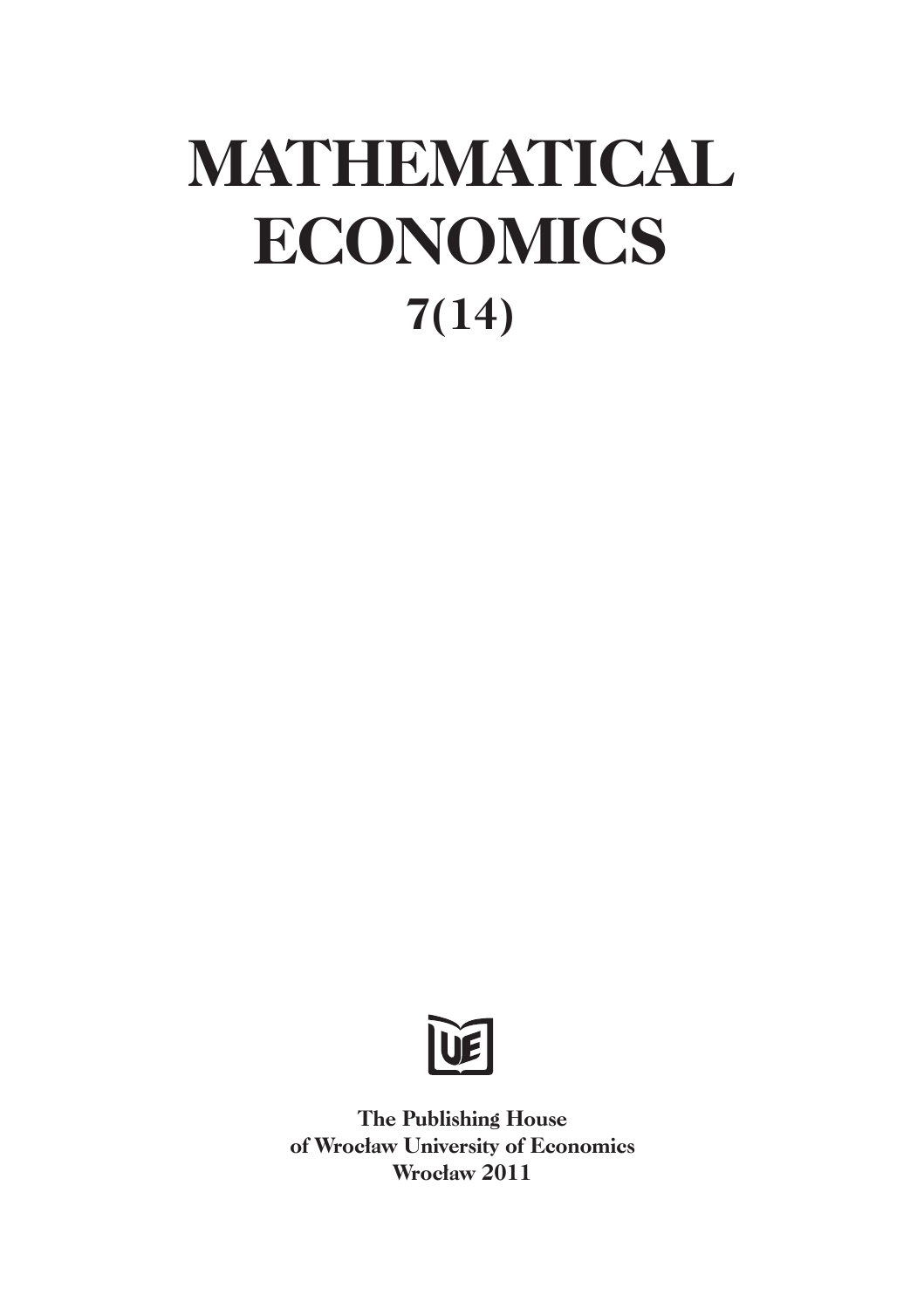# MATHEMATICAL ECONOMICS

## 7(14)

**The Publishing House**
**of Wrocław University of Economics**
**Wrocław 2011**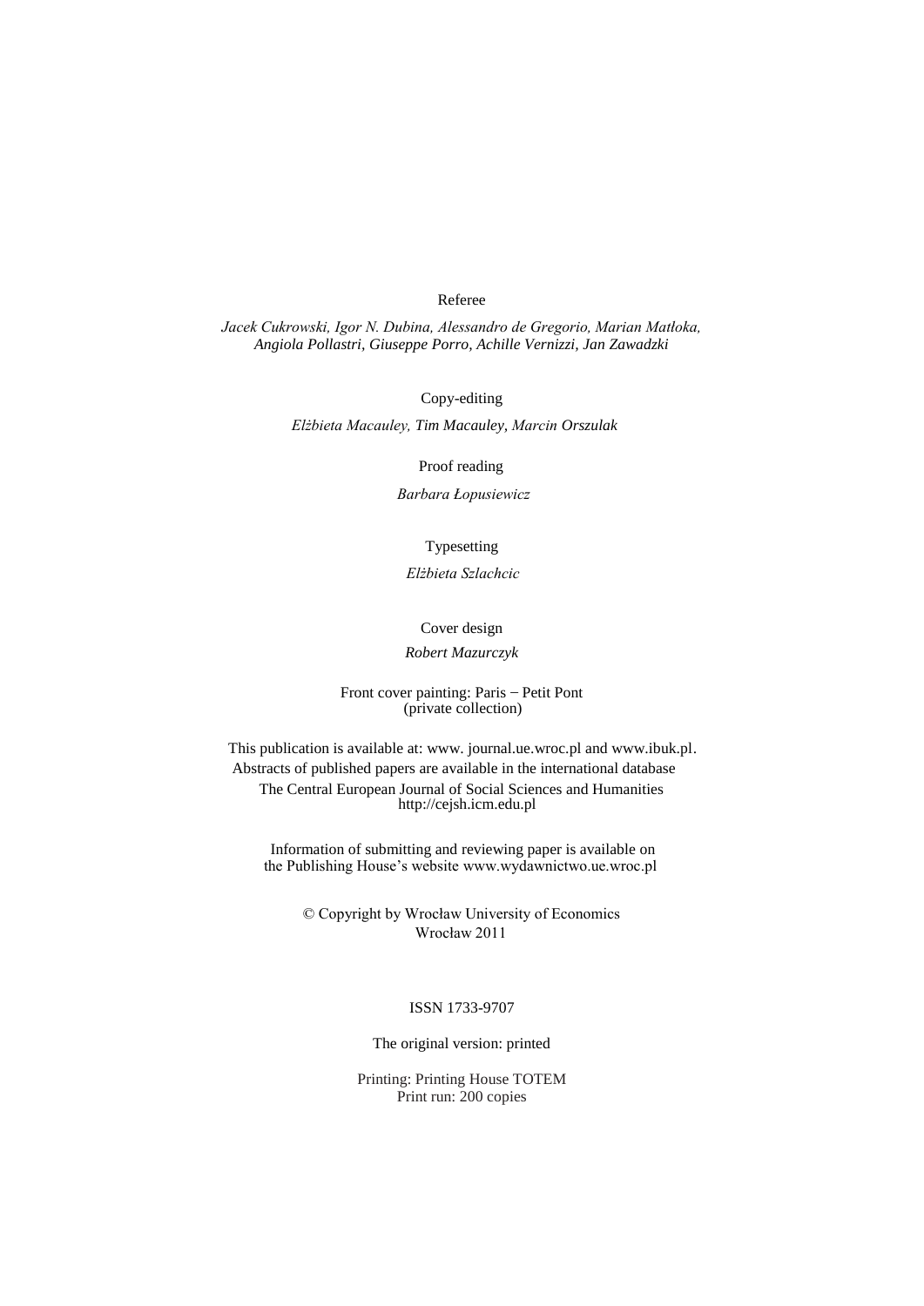Referee

*Jacek Cukrowski, Igor N. Dubina, Alessandro de Gregorio, Marian Matłoka, Angiola Pollastri, Giuseppe Porro, Achille Vernizzi, Jan Zawadzki*

Copy-editing

*Elżbieta Macauley, Tim Macauley, Marcin Orszulak*

Proof reading

*Barbara Łopusiewicz*

Typesetting

*Elżbieta Szlachcic*

Cover design

*Robert Mazurczyk*

Front cover painting: Paris – Petit Pont
(private collection)

This publication is available at: www. journal.ue.wroc.pl and www.ibuk.pl.
Abstracts of published papers are available in the international database
The Central European Journal of Social Sciences and Humanities
http://cejsh.icm.edu.pl

Information of submitting and reviewing paper is available on
the Publishing House's website www.wydawnictwo.ue.wroc.pl

© Copyright by Wrocław University of Economics
Wrocław 2011

ISSN 1733-9707

The original version: printed

Printing: Printing House TOTEM
Print run: 200 copies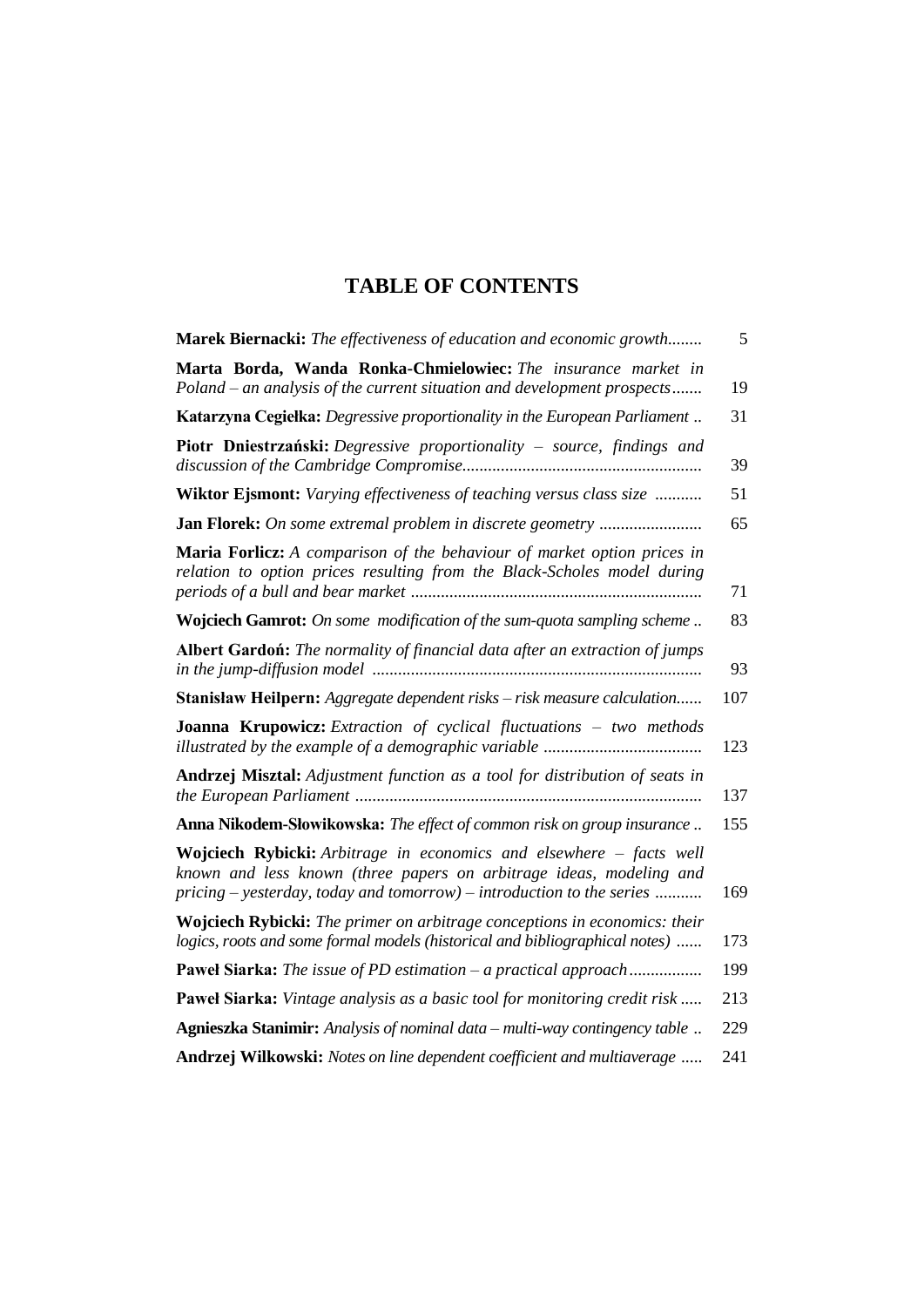# TABLE OF CONTENTS

| | |
|---|---|
| **Marek Biernacki:** *The effectiveness of education and economic growth........* | 5 |
| **Marta Borda, Wanda Ronka-Chmielowiec:** *The insurance market in Poland – an analysis of the current situation and development prospects.......* | 19 |
| **Katarzyna Cegiełka:** *Degressive proportionality in the European Parliament ..* | 31 |
| **Piotr Dniestrzański:** *Degressive proportionality – source, findings and discussion of the Cambridge Compromise.......................................................* | 39 |
| **Wiktor Ejsmont:** *Varying effectiveness of teaching versus class size ...........* | 51 |
| **Jan Florek:** *On some extremal problem in discrete geometry ........................* | 65 |
| **Maria Forlicz:** *A comparison of the behaviour of market option prices in relation to option prices resulting from the Black-Scholes model during periods of a bull and bear market ...................................................................* | 71 |
| **Wojciech Gamrot:** *On some modification of the sum-quota sampling scheme ..* | 83 |
| **Albert Gardoń:** *The normality of financial data after an extraction of jumps in the jump-diffusion model ............................................................................* | 93 |
| **Stanisław Heilpern:** *Aggregate dependent risks – risk measure calculation......* | 107 |
| **Joanna Krupowicz:** *Extraction of cyclical fluctuations – two methods illustrated by the example of a demographic variable ....................................* | 123 |
| **Andrzej Misztal:** *Adjustment function as a tool for distribution of seats in the European Parliament ................................................................................* | 137 |
| **Anna Nikodem-Słowikowska:** *The effect of common risk on group insurance ..* | 155 |
| **Wojciech Rybicki:** *Arbitrage in economics and elsewhere – facts well known and less known (three papers on arbitrage ideas, modeling and pricing – yesterday, today and tomorrow) – introduction to the series ...........* | 169 |
| **Wojciech Rybicki:** *The primer on arbitrage conceptions in economics: their logics, roots and some formal models (historical and bibliographical notes) ......* | 173 |
| **Paweł Siarka:** *The issue of PD estimation – a practical approach.................* | 199 |
| **Paweł Siarka:** *Vintage analysis as a basic tool for monitoring credit risk .....* | 213 |
| **Agnieszka Stanimir:** *Analysis of nominal data – multi-way contingency table ..* | 229 |
| **Andrzej Wilkowski:** *Notes on line dependent coefficient and multiaverage .....* | 241 |